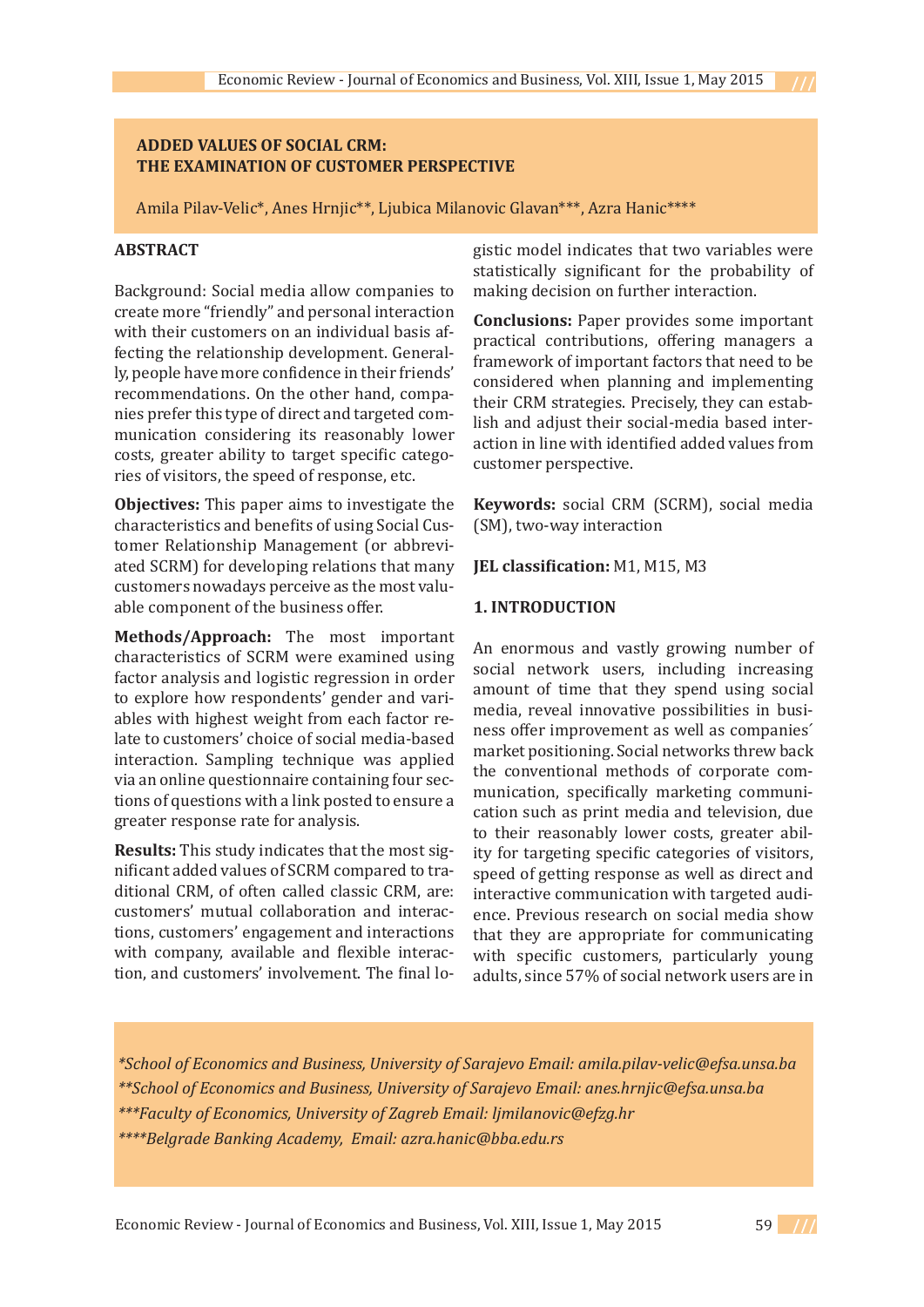# ADDED VALUES OF SOCIAL CRM: THE EXAMINATION OF CUSTOMER PERSPECTIVE

Amila Pilav-Velic*, Anes Hrnjic**, Ljubica Milanovic Glavan***, Azra Hanic****

## ABSTRACT

Background: Social media allow companies to create more "friendly" and personal interaction with their customers on an individual basis affecting the relationship development. Generally, people have more confidence in their friends' recommendations. On the other hand, companies prefer this type of direct and targeted communication considering its reasonably lower costs, greater ability to target specific categories of visitors, the speed of response, etc.

**Objectives:** This paper aims to investigate the characteristics and benefits of using Social Customer Relationship Management (or abbreviated SCRM) for developing relations that many customers nowadays perceive as the most valuable component of the business offer.

**Methods/Approach:** The most important characteristics of SCRM were examined using factor analysis and logistic regression in order to explore how respondents' gender and variables with highest weight from each factor relate to customers' choice of social media-based interaction. Sampling technique was applied via an online questionnaire containing four sections of questions with a link posted to ensure a greater response rate for analysis.

**Results:** This study indicates that the most significant added values of SCRM compared to traditional CRM, of often called classic CRM, are: customers' mutual collaboration and interactions, customers' engagement and interactions with company, available and flexible interaction, and customers' involvement. The final logistic model indicates that two variables were statistically significant for the probability of making decision on further interaction.

**Conclusions:** Paper provides some important practical contributions, offering managers a framework of important factors that need to be considered when planning and implementing their CRM strategies. Precisely, they can establish and adjust their social-media based interaction in line with identified added values from customer perspective.

**Keywords:** social CRM (SCRM), social media (SM), two-way interaction

**JEL classification:** M1, M15, M3

## 1. INTRODUCTION

An enormous and vastly growing number of social network users, including increasing amount of time that they spend using social media, reveal innovative possibilities in business offer improvement as well as companies´ market positioning. Social networks threw back the conventional methods of corporate communication, specifically marketing communication such as print media and television, due to their reasonably lower costs, greater ability for targeting specific categories of visitors, speed of getting response as well as direct and interactive communication with targeted audience. Previous research on social media show that they are appropriate for communicating with specific customers, particularly young adults, since 57% of social network users are in

*\*School of Economics and Business, University of Sarajevo Email: amila.pilav-velic@efsa.unsa.ba*
*\*\*School of Economics and Business, University of Sarajevo Email: anes.hrnjic@efsa.unsa.ba*
*\*\*\*Faculty of Economics, University of Zagreb Email: ljmilanovic@efzg.hr*
*\*\*\*\*Belgrade Banking Academy, Email: azra.hanic@bba.edu.rs*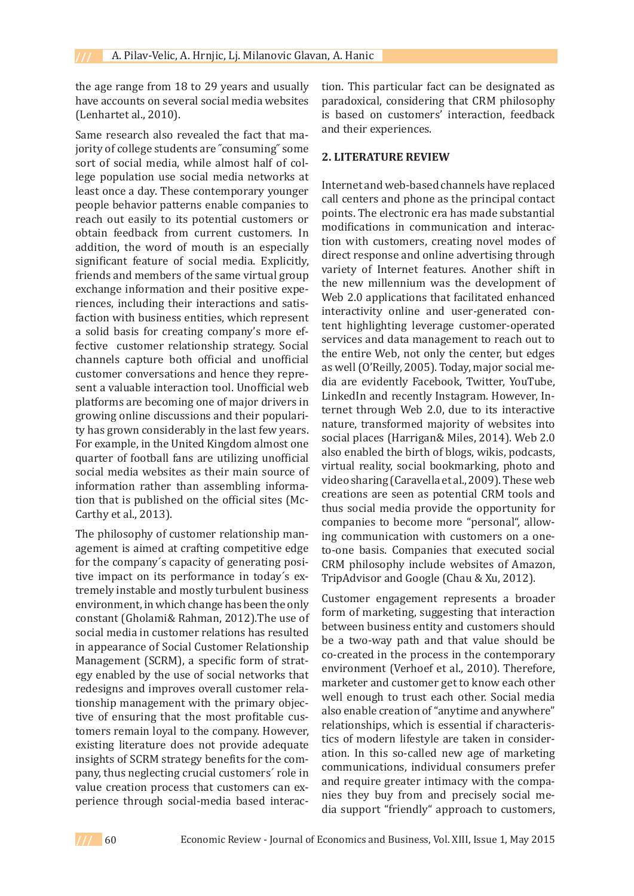the age range from 18 to 29 years and usually have accounts on several social media websites (Lenhartet al., 2010).

Same research also revealed the fact that majority of college students are ˝consuming˝ some sort of social media, while almost half of college population use social media networks at least once a day. These contemporary younger people behavior patterns enable companies to reach out easily to its potential customers or obtain feedback from current customers. In addition, the word of mouth is an especially significant feature of social media. Explicitly, friends and members of the same virtual group exchange information and their positive experiences, including their interactions and satisfaction with business entities, which represent a solid basis for creating company's more effective customer relationship strategy. Social channels capture both official and unofficial customer conversations and hence they represent a valuable interaction tool. Unofficial web platforms are becoming one of major drivers in growing online discussions and their popularity has grown considerably in the last few years. For example, in the United Kingdom almost one quarter of football fans are utilizing unofficial social media websites as their main source of information rather than assembling information that is published on the official sites (McCarthy et al., 2013).

The philosophy of customer relationship management is aimed at crafting competitive edge for the company´s capacity of generating positive impact on its performance in today´s extremely instable and mostly turbulent business environment, in which change has been the only constant (Gholami& Rahman, 2012).The use of social media in customer relations has resulted in appearance of Social Customer Relationship Management (SCRM), a specific form of strategy enabled by the use of social networks that redesigns and improves overall customer relationship management with the primary objective of ensuring that the most profitable customers remain loyal to the company. However, existing literature does not provide adequate insights of SCRM strategy benefits for the company, thus neglecting crucial customers´ role in value creation process that customers can experience through social-media based interaction. This particular fact can be designated as paradoxical, considering that CRM philosophy is based on customers' interaction, feedback and their experiences.

## 2. LITERATURE REVIEW

Internet and web-based channels have replaced call centers and phone as the principal contact points. The electronic era has made substantial modifications in communication and interaction with customers, creating novel modes of direct response and online advertising through variety of Internet features. Another shift in the new millennium was the development of Web 2.0 applications that facilitated enhanced interactivity online and user-generated content highlighting leverage customer-operated services and data management to reach out to the entire Web, not only the center, but edges as well (O'Reilly, 2005). Today, major social media are evidently Facebook, Twitter, YouTube, LinkedIn and recently Instagram. However, Internet through Web 2.0, due to its interactive nature, transformed majority of websites into social places (Harrigan& Miles, 2014). Web 2.0 also enabled the birth of blogs, wikis, podcasts, virtual reality, social bookmarking, photo and video sharing (Caravella et al., 2009). These web creations are seen as potential CRM tools and thus social media provide the opportunity for companies to become more "personal", allowing communication with customers on a one-to-one basis. Companies that executed social CRM philosophy include websites of Amazon, TripAdvisor and Google (Chau & Xu, 2012).

Customer engagement represents a broader form of marketing, suggesting that interaction between business entity and customers should be a two-way path and that value should be co-created in the process in the contemporary environment (Verhoef et al., 2010). Therefore, marketer and customer get to know each other well enough to trust each other. Social media also enable creation of "anytime and anywhere" relationships, which is essential if characteristics of modern lifestyle are taken in consideration. In this so-called new age of marketing communications, individual consumers prefer and require greater intimacy with the companies they buy from and precisely social media support "friendly" approach to customers,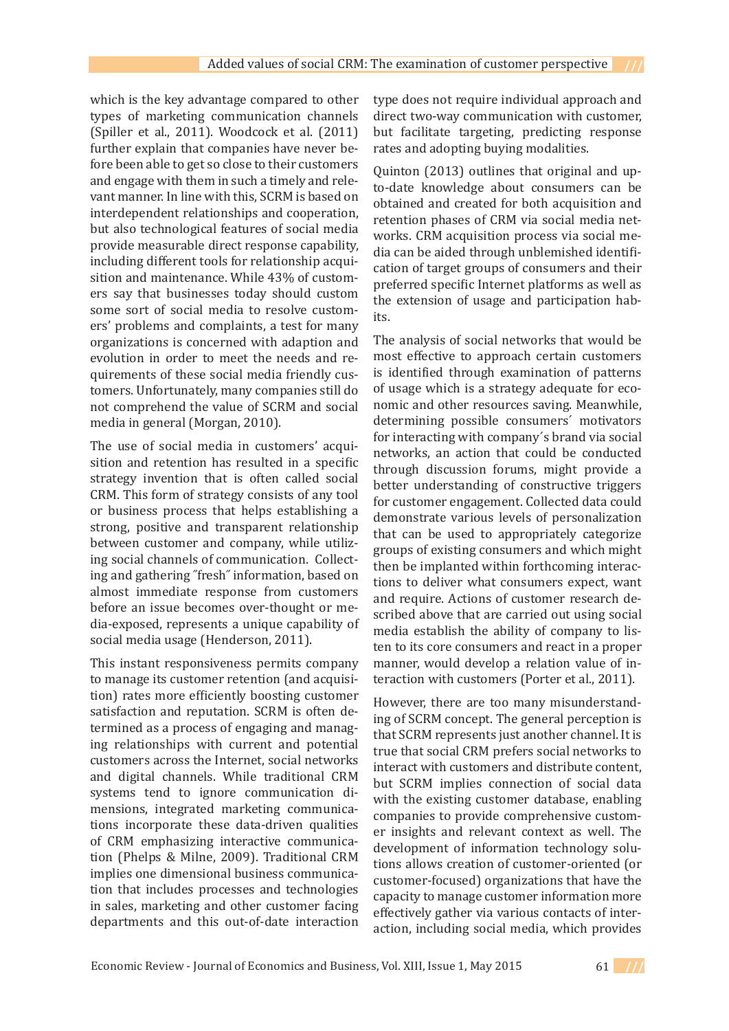which is the key advantage compared to other types of marketing communication channels (Spiller et al., 2011). Woodcock et al. (2011) further explain that companies have never before been able to get so close to their customers and engage with them in such a timely and relevant manner. In line with this, SCRM is based on interdependent relationships and cooperation, but also technological features of social media provide measurable direct response capability, including different tools for relationship acquisition and maintenance. While 43% of customers say that businesses today should custom some sort of social media to resolve customers' problems and complaints, a test for many organizations is concerned with adaption and evolution in order to meet the needs and requirements of these social media friendly customers. Unfortunately, many companies still do not comprehend the value of SCRM and social media in general (Morgan, 2010).

The use of social media in customers' acquisition and retention has resulted in a specific strategy invention that is often called social CRM. This form of strategy consists of any tool or business process that helps establishing a strong, positive and transparent relationship between customer and company, while utilizing social channels of communication. Collecting and gathering ˝fresh˝ information, based on almost immediate response from customers before an issue becomes over-thought or media-exposed, represents a unique capability of social media usage (Henderson, 2011).

This instant responsiveness permits company to manage its customer retention (and acquisition) rates more efficiently boosting customer satisfaction and reputation. SCRM is often determined as a process of engaging and managing relationships with current and potential customers across the Internet, social networks and digital channels. While traditional CRM systems tend to ignore communication dimensions, integrated marketing communications incorporate these data-driven qualities of CRM emphasizing interactive communication (Phelps & Milne, 2009). Traditional CRM implies one dimensional business communication that includes processes and technologies in sales, marketing and other customer facing departments and this out-of-date interaction type does not require individual approach and direct two-way communication with customer, but facilitate targeting, predicting response rates and adopting buying modalities.

Quinton (2013) outlines that original and up-to-date knowledge about consumers can be obtained and created for both acquisition and retention phases of CRM via social media networks. CRM acquisition process via social media can be aided through unblemished identification of target groups of consumers and their preferred specific Internet platforms as well as the extension of usage and participation habits.

The analysis of social networks that would be most effective to approach certain customers is identified through examination of patterns of usage which is a strategy adequate for economic and other resources saving. Meanwhile, determining possible consumers´ motivators for interacting with company´s brand via social networks, an action that could be conducted through discussion forums, might provide a better understanding of constructive triggers for customer engagement. Collected data could demonstrate various levels of personalization that can be used to appropriately categorize groups of existing consumers and which might then be implanted within forthcoming interactions to deliver what consumers expect, want and require. Actions of customer research described above that are carried out using social media establish the ability of company to listen to its core consumers and react in a proper manner, would develop a relation value of interaction with customers (Porter et al., 2011).

However, there are too many misunderstanding of SCRM concept. The general perception is that SCRM represents just another channel. It is true that social CRM prefers social networks to interact with customers and distribute content, but SCRM implies connection of social data with the existing customer database, enabling companies to provide comprehensive customer insights and relevant context as well. The development of information technology solutions allows creation of customer-oriented (or customer-focused) organizations that have the capacity to manage customer information more effectively gather via various contacts of interaction, including social media, which provides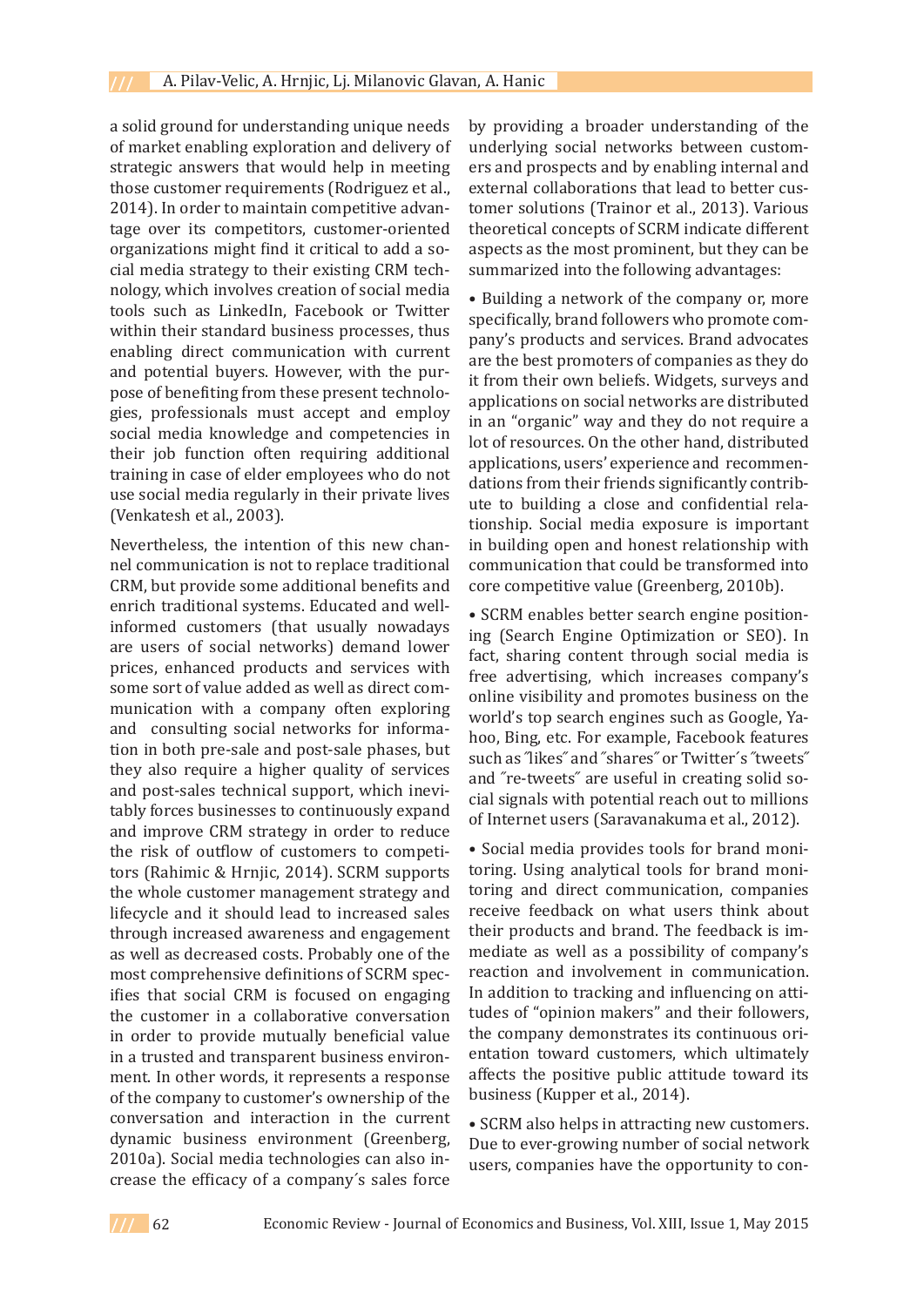a solid ground for understanding unique needs of market enabling exploration and delivery of strategic answers that would help in meeting those customer requirements (Rodriguez et al., 2014). In order to maintain competitive advantage over its competitors, customer-oriented organizations might find it critical to add a social media strategy to their existing CRM technology, which involves creation of social media tools such as LinkedIn, Facebook or Twitter within their standard business processes, thus enabling direct communication with current and potential buyers. However, with the purpose of benefiting from these present technologies, professionals must accept and employ social media knowledge and competencies in their job function often requiring additional training in case of elder employees who do not use social media regularly in their private lives (Venkatesh et al., 2003).

Nevertheless, the intention of this new channel communication is not to replace traditional CRM, but provide some additional benefits and enrich traditional systems. Educated and well-informed customers (that usually nowadays are users of social networks) demand lower prices, enhanced products and services with some sort of value added as well as direct communication with a company often exploring and consulting social networks for information in both pre-sale and post-sale phases, but they also require a higher quality of services and post-sales technical support, which inevitably forces businesses to continuously expand and improve CRM strategy in order to reduce the risk of outflow of customers to competitors (Rahimic & Hrnjic, 2014). SCRM supports the whole customer management strategy and lifecycle and it should lead to increased sales through increased awareness and engagement as well as decreased costs. Probably one of the most comprehensive definitions of SCRM specifies that social CRM is focused on engaging the customer in a collaborative conversation in order to provide mutually beneficial value in a trusted and transparent business environment. In other words, it represents a response of the company to customer's ownership of the conversation and interaction in the current dynamic business environment (Greenberg, 2010a). Social media technologies can also increase the efficacy of a company´s sales force by providing a broader understanding of the underlying social networks between customers and prospects and by enabling internal and external collaborations that lead to better customer solutions (Trainor et al., 2013). Various theoretical concepts of SCRM indicate different aspects as the most prominent, but they can be summarized into the following advantages:

• Building a network of the company or, more specifically, brand followers who promote company's products and services. Brand advocates are the best promoters of companies as they do it from their own beliefs. Widgets, surveys and applications on social networks are distributed in an "organic" way and they do not require a lot of resources. On the other hand, distributed applications, users' experience and recommendations from their friends significantly contribute to building a close and confidential relationship. Social media exposure is important in building open and honest relationship with communication that could be transformed into core competitive value (Greenberg, 2010b).

• SCRM enables better search engine positioning (Search Engine Optimization or SEO). In fact, sharing content through social media is free advertising, which increases company's online visibility and promotes business on the world's top search engines such as Google, Yahoo, Bing, etc. For example, Facebook features such as ˝likes˝ and ˝shares˝ or Twitter´s ˝tweets˝ and ˝re-tweets˝ are useful in creating solid social signals with potential reach out to millions of Internet users (Saravanakuma et al., 2012).

• Social media provides tools for brand monitoring. Using analytical tools for brand monitoring and direct communication, companies receive feedback on what users think about their products and brand. The feedback is immediate as well as a possibility of company's reaction and involvement in communication. In addition to tracking and influencing on attitudes of "opinion makers" and their followers, the company demonstrates its continuous orientation toward customers, which ultimately affects the positive public attitude toward its business (Kupper et al., 2014).

• SCRM also helps in attracting new customers. Due to ever-growing number of social network users, companies have the opportunity to con-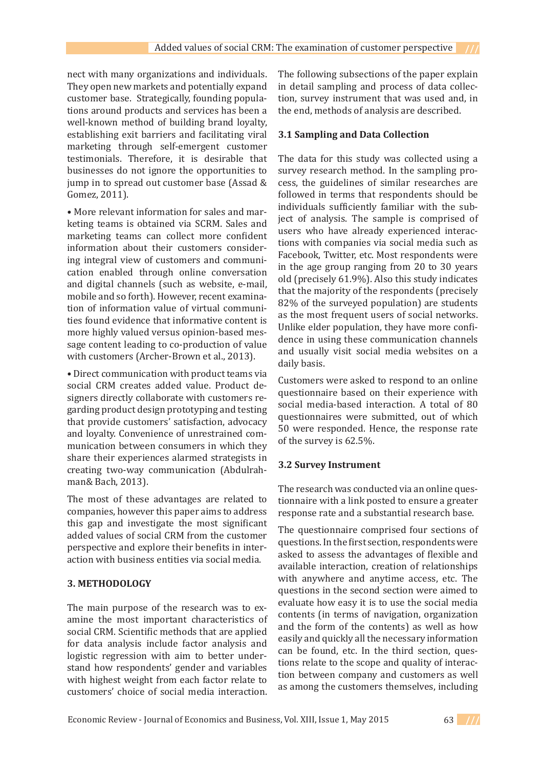nect with many organizations and individuals. They open new markets and potentially expand customer base. Strategically, founding populations around products and services has been a well-known method of building brand loyalty, establishing exit barriers and facilitating viral marketing through self-emergent customer testimonials. Therefore, it is desirable that businesses do not ignore the opportunities to jump in to spread out customer base (Assad & Gomez, 2011).

- More relevant information for sales and marketing teams is obtained via SCRM. Sales and marketing teams can collect more confident information about their customers considering integral view of customers and communication enabled through online conversation and digital channels (such as website, e-mail, mobile and so forth). However, recent examination of information value of virtual communities found evidence that informative content is more highly valued versus opinion-based message content leading to co-production of value with customers (Archer-Brown et al., 2013).

- Direct communication with product teams via social CRM creates added value. Product designers directly collaborate with customers regarding product design prototyping and testing that provide customers' satisfaction, advocacy and loyalty. Convenience of unrestrained communication between consumers in which they share their experiences alarmed strategists in creating two-way communication (Abdulrahman& Bach, 2013).

The most of these advantages are related to companies, however this paper aims to address this gap and investigate the most significant added values of social CRM from the customer perspective and explore their benefits in interaction with business entities via social media.

## 3. METHODOLOGY

The main purpose of the research was to examine the most important characteristics of social CRM. Scientific methods that are applied for data analysis include factor analysis and logistic regression with aim to better understand how respondents' gender and variables with highest weight from each factor relate to customers' choice of social media interaction. The following subsections of the paper explain in detail sampling and process of data collection, survey instrument that was used and, in the end, methods of analysis are described.

### 3.1 Sampling and Data Collection

The data for this study was collected using a survey research method. In the sampling process, the guidelines of similar researches are followed in terms that respondents should be individuals sufficiently familiar with the subject of analysis. The sample is comprised of users who have already experienced interactions with companies via social media such as Facebook, Twitter, etc. Most respondents were in the age group ranging from 20 to 30 years old (precisely 61.9%). Also this study indicates that the majority of the respondents (precisely 82% of the surveyed population) are students as the most frequent users of social networks. Unlike elder population, they have more confidence in using these communication channels and usually visit social media websites on a daily basis.

Customers were asked to respond to an online questionnaire based on their experience with social media-based interaction. A total of 80 questionnaires were submitted, out of which 50 were responded. Hence, the response rate of the survey is 62.5%.

### 3.2 Survey Instrument

The research was conducted via an online questionnaire with a link posted to ensure a greater response rate and a substantial research base.

The questionnaire comprised four sections of questions. In the first section, respondents were asked to assess the advantages of flexible and available interaction, creation of relationships with anywhere and anytime access, etc. The questions in the second section were aimed to evaluate how easy it is to use the social media contents (in terms of navigation, organization and the form of the contents) as well as how easily and quickly all the necessary information can be found, etc. In the third section, questions relate to the scope and quality of interaction between company and customers as well as among the customers themselves, including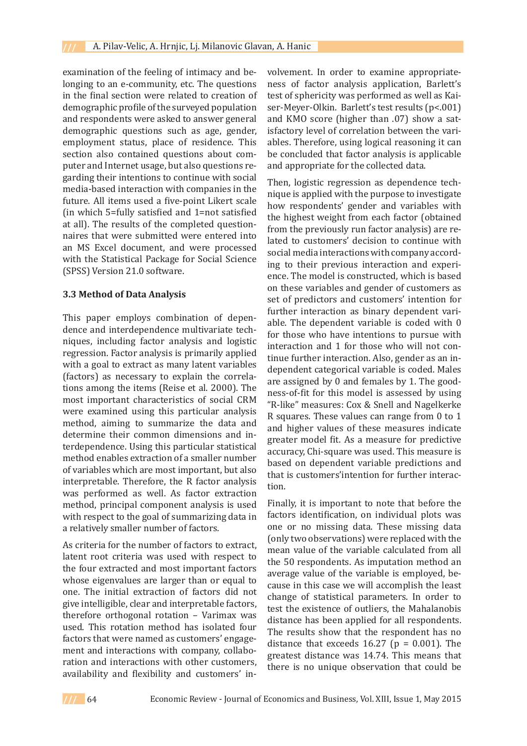examination of the feeling of intimacy and belonging to an e-community, etc. The questions in the final section were related to creation of demographic profile of the surveyed population and respondents were asked to answer general demographic questions such as age, gender, employment status, place of residence. This section also contained questions about computer and Internet usage, but also questions regarding their intentions to continue with social media-based interaction with companies in the future. All items used a five-point Likert scale (in which 5=fully satisfied and 1=not satisfied at all). The results of the completed questionnaires that were submitted were entered into an MS Excel document, and were processed with the Statistical Package for Social Science (SPSS) Version 21.0 software.

### 3.3 Method of Data Analysis

This paper employs combination of dependence and interdependence multivariate techniques, including factor analysis and logistic regression. Factor analysis is primarily applied with a goal to extract as many latent variables (factors) as necessary to explain the correlations among the items (Reise et al. 2000). The most important characteristics of social CRM were examined using this particular analysis method, aiming to summarize the data and determine their common dimensions and interdependence. Using this particular statistical method enables extraction of a smaller number of variables which are most important, but also interpretable. Therefore, the R factor analysis was performed as well. As factor extraction method, principal component analysis is used with respect to the goal of summarizing data in a relatively smaller number of factors.

As criteria for the number of factors to extract, latent root criteria was used with respect to the four extracted and most important factors whose eigenvalues are larger than or equal to one. The initial extraction of factors did not give intelligible, clear and interpretable factors, therefore orthogonal rotation – Varimax was used. This rotation method has isolated four factors that were named as customers' engagement and interactions with company, collaboration and interactions with other customers, availability and flexibility and customers' involvement. In order to examine appropriateness of factor analysis application, Barlett's test of sphericity was performed as well as Kaiser-Meyer-Olkin. Barlett's test results ($p<.001$) and KMO score (higher than .07) show a satisfactory level of correlation between the variables. Therefore, using logical reasoning it can be concluded that factor analysis is applicable and appropriate for the collected data.

Then, logistic regression as dependence technique is applied with the purpose to investigate how respondents' gender and variables with the highest weight from each factor (obtained from the previously run factor analysis) are related to customers' decision to continue with social media interactions with company according to their previous interaction and experience. The model is constructed, which is based on these variables and gender of customers as set of predictors and customers' intention for further interaction as binary dependent variable. The dependent variable is coded with 0 for those who have intentions to pursue with interaction and 1 for those who will not continue further interaction. Also, gender as an independent categorical variable is coded. Males are assigned by 0 and females by 1. The goodness-of-fit for this model is assessed by using "R-like" measures: Cox & Snell and Nagelkerke R squares. These values can range from 0 to 1 and higher values of these measures indicate greater model fit. As a measure for predictive accuracy, Chi-square was used. This measure is based on dependent variable predictions and that is customers'intention for further interaction.

Finally, it is important to note that before the factors identification, on individual plots was one or no missing data. These missing data (only two observations) were replaced with the mean value of the variable calculated from all the 50 respondents. As imputation method an average value of the variable is employed, because in this case we will accomplish the least change of statistical parameters. In order to test the existence of outliers, the Mahalanobis distance has been applied for all respondents. The results show that the respondent has no distance that exceeds 16.27 ($p = 0.001$). The greatest distance was 14.74. This means that there is no unique observation that could be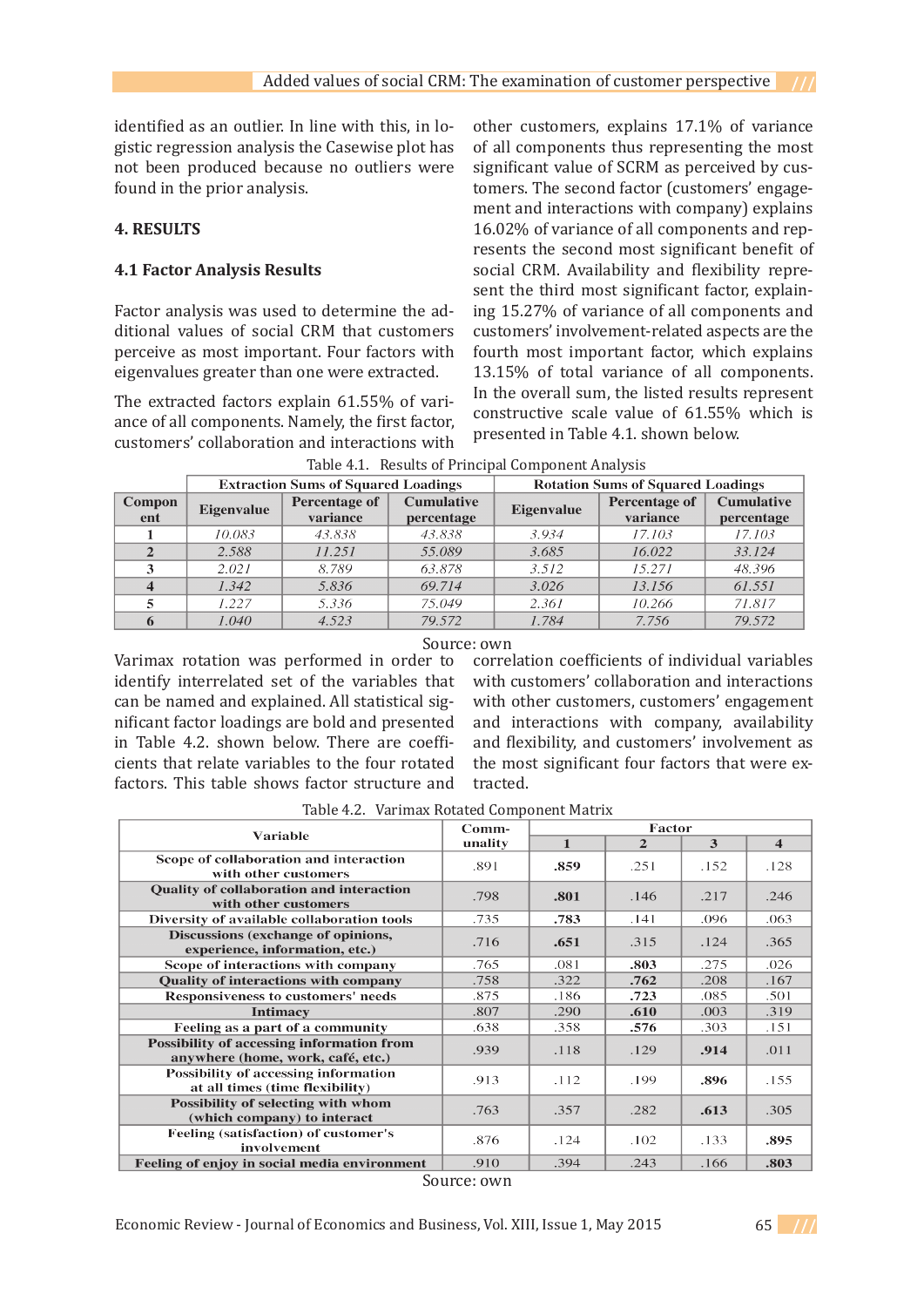identified as an outlier. In line with this, in logistic regression analysis the Casewise plot has not been produced because no outliers were found in the prior analysis.

## 4. RESULTS

### 4.1 Factor Analysis Results

Factor analysis was used to determine the additional values of social CRM that customers perceive as most important. Four factors with eigenvalues greater than one were extracted.

The extracted factors explain 61.55% of variance of all components. Namely, the first factor, customers' collaboration and interactions with other customers, explains 17.1% of variance of all components thus representing the most significant value of SCRM as perceived by customers. The second factor (customers' engagement and interactions with company) explains 16.02% of variance of all components and represents the second most significant benefit of social CRM. Availability and flexibility represent the third most significant factor, explaining 15.27% of variance of all components and customers' involvement-related aspects are the fourth most important factor, which explains 13.15% of total variance of all components. In the overall sum, the listed results represent constructive scale value of 61.55% which is presented in Table 4.1. shown below.

Table 4.1. Results of Principal Component Analysis

| | Extraction Sums of Squared Loadings | | | Rotation Sums of Squared Loadings | | |
|---|---|---|---|---|---|---|
| **Component** | **Eigenvalue** | **Percentage of variance** | **Cumulative percentage** | **Eigenvalue** | **Percentage of variance** | **Cumulative percentage** |
| **1** | *10.083* | *43.838* | *43.838* | *3.934* | *17.103* | *17.103* |
| **2** | *2.588* | *11.251* | *55.089* | *3.685* | *16.022* | *33.124* |
| **3** | *2.021* | *8.789* | *63.878* | *3.512* | *15.271* | *48.396* |
| **4** | *1.342* | *5.836* | *69.714* | *3.026* | *13.156* | *61.551* |
| **5** | *1.227* | *5.336* | *75.049* | *2.361* | *10.266* | *71.817* |
| **6** | *1.040* | *4.523* | *79.572* | *1.784* | *7.756* | *79.572* |

Source: own

Varimax rotation was performed in order to identify interrelated set of the variables that can be named and explained. All statistical significant factor loadings are bold and presented in Table 4.2. shown below. There are coefficients that relate variables to the four rotated factors. This table shows factor structure and correlation coefficients of individual variables with customers' collaboration and interactions with other customers, customers' engagement and interactions with company, availability and flexibility, and customers' involvement as the most significant four factors that were extracted.

Table 4.2. Varimax Rotated Component Matrix

| Variable | Communality | Factor 1 | Factor 2 | Factor 3 | Factor 4 |
|---|---|---|---|---|---|
| **Scope of collaboration and interaction with other customers** | .891 | **.859** | .251 | .152 | .128 |
| **Quality of collaboration and interaction with other customers** | .798 | **.801** | .146 | .217 | .246 |
| **Diversity of available collaboration tools** | .735 | **.783** | .141 | .096 | .063 |
| **Discussions (exchange of opinions, experience, information, etc.)** | .716 | **.651** | .315 | .124 | .365 |
| **Scope of interactions with company** | .765 | .081 | **.803** | .275 | .026 |
| **Quality of interactions with company** | .758 | .322 | **.762** | .208 | .167 |
| **Responsiveness to customers' needs** | .875 | .186 | **.723** | .085 | .501 |
| **Intimacy** | .807 | .290 | **.610** | .003 | .319 |
| **Feeling as a part of a community** | .638 | .358 | **.576** | .303 | .151 |
| **Possibility of accessing information from anywhere (home, work, café, etc.)** | .939 | .118 | .129 | **.914** | .011 |
| **Possibility of accessing information at all times (time flexibility)** | .913 | .112 | .199 | **.896** | .155 |
| **Possibility of selecting with whom (which company) to interact** | .763 | .357 | .282 | **.613** | .305 |
| **Feeling (satisfaction) of customer's involvement** | .876 | .124 | .102 | .133 | **.895** |
| **Feeling of enjoy in social media environment** | .910 | .394 | .243 | .166 | **.803** |

Source: own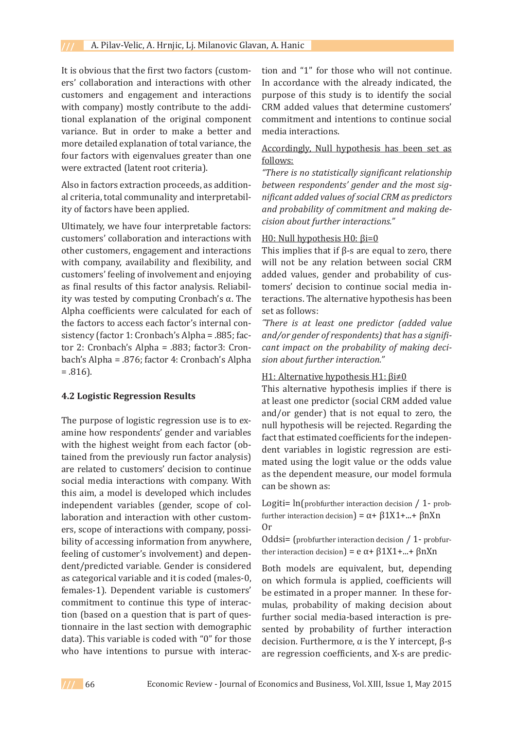It is obvious that the first two factors (customers' collaboration and interactions with other customers and engagement and interactions with company) mostly contribute to the additional explanation of the original component variance. But in order to make a better and more detailed explanation of total variance, the four factors with eigenvalues greater than one were extracted (latent root criteria).

Also in factors extraction proceeds, as additional criteria, total communality and interpretability of factors have been applied.

Ultimately, we have four interpretable factors: customers' collaboration and interactions with other customers, engagement and interactions with company, availability and flexibility, and customers' feeling of involvement and enjoying as final results of this factor analysis. Reliability was tested by computing Cronbach's α. The Alpha coefficients were calculated for each of the factors to access each factor's internal consistency (factor 1: Cronbach's Alpha = .885; factor 2: Cronbach's Alpha = .883; factor3: Cronbach's Alpha = .876; factor 4: Cronbach's Alpha = .816).

### 4.2 Logistic Regression Results

The purpose of logistic regression use is to examine how respondents' gender and variables with the highest weight from each factor (obtained from the previously run factor analysis) are related to customers' decision to continue social media interactions with company. With this aim, a model is developed which includes independent variables (gender, scope of collaboration and interaction with other customers, scope of interactions with company, possibility of accessing information from anywhere, feeling of customer's involvement) and dependent/predicted variable. Gender is considered as categorical variable and it is coded (males-0, females-1). Dependent variable is customers' commitment to continue this type of interaction (based on a question that is part of questionnaire in the last section with demographic data). This variable is coded with "0" for those who have intentions to pursue with interaction and "1" for those who will not continue. In accordance with the already indicated, the purpose of this study is to identify the social CRM added values that determine customers' commitment and intentions to continue social media interactions.

Accordingly, Null hypothesis has been set as follows:

*"There is no statistically significant relationship between respondents' gender and the most significant added values of social CRM as predictors and probability of commitment and making decision about further interactions."*

H0: Null hypothesis $H0: \beta i=0$

This implies that if β-s are equal to zero, there will not be any relation between social CRM added values, gender and probability of customers' decision to continue social media interactions. The alternative hypothesis has been set as follows:

*"There is at least one predictor (added value and/or gender of respondents) that has a significant impact on the probability of making decision about further interaction."*

H1: Alternative hypothesis $H1: \beta i \neq 0$

This alternative hypothesis implies if there is at least one predictor (social CRM added value and/or gender) that is not equal to zero, the null hypothesis will be rejected. Regarding the fact that estimated coefficients for the independent variables in logistic regression are estimated using the logit value or the odds value as the dependent measure, our model formula can be shown as:

$$Logit_i = \ln\left(prob_{further\ interaction\ decision} / 1 - prob_{further\ interaction\ decision}\right) = \alpha + \beta_1 X_1 + ... + \beta_n X_n$$

Or

$$Odds_i = \left(prob_{further\ interaction\ decision} / 1 - prob_{further\ interaction\ decision}\right) = e^{\alpha + \beta_1 X_1 + ... + \beta_n X_n}$$

Both models are equivalent, but, depending on which formula is applied, coefficients will be estimated in a proper manner. In these formulas, probability of making decision about further social media-based interaction is presented by probability of further interaction decision. Furthermore, α is the Y intercept, β-s are regression coefficients, and X-s are predic-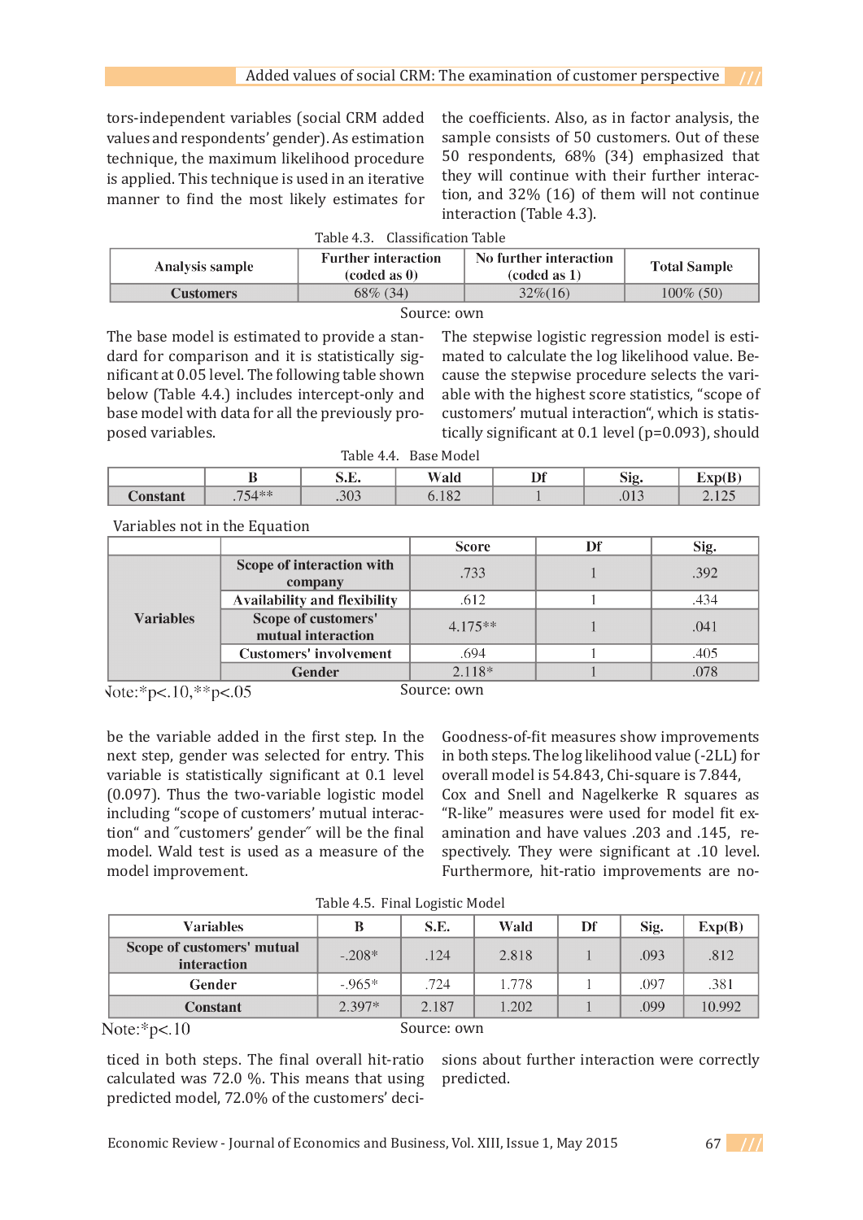tors-independent variables (social CRM added values and respondents' gender). As estimation technique, the maximum likelihood procedure is applied. This technique is used in an iterative manner to find the most likely estimates for the coefficients. Also, as in factor analysis, the sample consists of 50 customers. Out of these 50 respondents, 68% (34) emphasized that they will continue with their further interaction, and 32% (16) of them will not continue interaction (Table 4.3).

Table 4.3. Classification Table

| Analysis sample | Further interaction (coded as 0) | No further interaction (coded as 1) | Total Sample |
|---|---|---|---|
| **Customers** | 68% (34) | 32%(16) | 100% (50) |

Source: own

The base model is estimated to provide a standard for comparison and it is statistically significant at 0.05 level. The following table shown below (Table 4.4.) includes intercept-only and base model with data for all the previously proposed variables. The stepwise logistic regression model is estimated to calculate the log likelihood value. Because the stepwise procedure selects the variable with the highest score statistics, "scope of customers' mutual interaction", which is statistically significant at 0.1 level (p=0.093), should

Table 4.4. Base Model

| | B | S.E. | Wald | Df | Sig. | Exp(B) |
|---|---|---|---|---|---|---|
| **Constant** | .754** | .303 | 6.182 | 1 | .013 | 2.125 |

Variables not in the Equation

| | | Score | Df | Sig. |
|---|---|---|---|---|
| **Variables** | **Scope of interaction with company** | .733 | 1 | .392 |
| | **Availability and flexibility** | .612 | 1 | .434 |
| | **Scope of customers' mutual interaction** | 4.175** | 1 | .041 |
| | **Customers' involvement** | .694 | 1 | .405 |
| | **Gender** | 2.118* | 1 | .078 |

Note:*p<.10,**p<.05

Source: own

be the variable added in the first step. In the next step, gender was selected for entry. This variable is statistically significant at 0.1 level (0.097). Thus the two-variable logistic model including "scope of customers' mutual interaction" and ˝customers' gender˝ will be the final model. Wald test is used as a measure of the model improvement. Goodness-of-fit measures show improvements in both steps. The log likelihood value (-2LL) for overall model is 54.843, Chi-square is 7.844, Cox and Snell and Nagelkerke R squares as "R-like" measures were used for model fit examination and have values .203 and .145, respectively. They were significant at .10 level. Furthermore, hit-ratio improvements are noticed in both steps. The final overall hit-ratio calculated was 72.0 %. This means that using predicted model, 72.0% of the customers' decisions about further interaction were correctly predicted.

Table 4.5. Final Logistic Model

| Variables | B | S.E. | Wald | Df | Sig. | Exp(B) |
|---|---|---|---|---|---|---|
| **Scope of customers' mutual interaction** | -.208* | .124 | 2.818 | 1 | .093 | .812 |
| **Gender** | -.965* | .724 | 1.778 | 1 | .097 | .381 |
| **Constant** | 2.397* | 2.187 | 1.202 | 1 | .099 | 10.992 |

Note:*p<.10

Source: own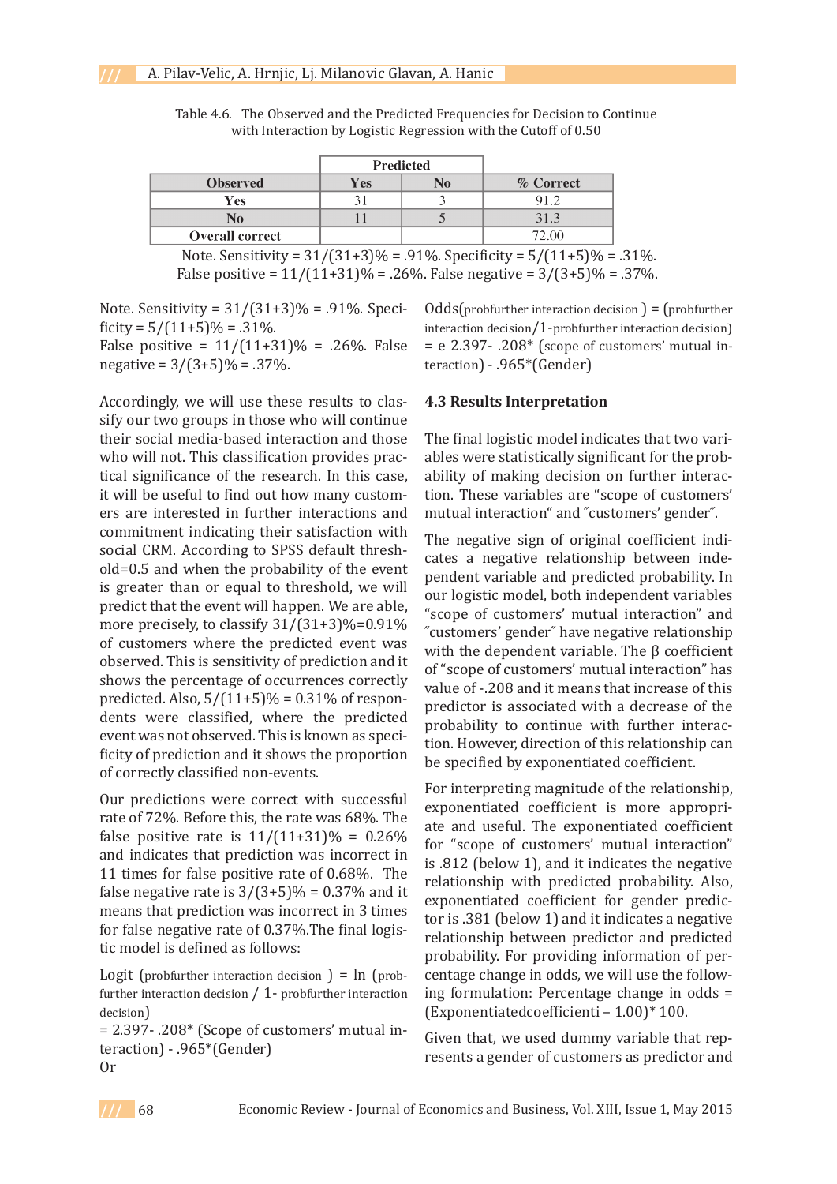Table 4.6. The Observed and the Predicted Frequencies for Decision to Continue with Interaction by Logistic Regression with the Cutoff of 0.50

| | Predicted | | |
|---|---|---|---|
| **Observed** | **Yes** | **No** | **% Correct** |
| **Yes** | 31 | 3 | 91.2 |
| **No** | 11 | 5 | 31.3 |
| **Overall correct** | | | 72.00 |

Note. Sensitivity = 31/(31+3)% = .91%. Specificity = 5/(11+5)% = .31%. False positive = 11/(11+31)% = .26%. False negative = 3/(3+5)% = .37%.

Note. Sensitivity = 31/(31+3)% = .91%. Specificity = 5/(11+5)% = .31%.
False positive = 11/(11+31)% = .26%. False negative = 3/(3+5)% = .37%.

Accordingly, we will use these results to classify our two groups in those who will continue their social media-based interaction and those who will not. This classification provides practical significance of the research. In this case, it will be useful to find out how many customers are interested in further interactions and commitment indicating their satisfaction with social CRM. According to SPSS default threshold=0.5 and when the probability of the event is greater than or equal to threshold, we will predict that the event will happen. We are able, more precisely, to classify 31/(31+3)%=0.91% of customers where the predicted event was observed. This is sensitivity of prediction and it shows the percentage of occurrences correctly predicted. Also, 5/(11+5)% = 0.31% of respondents were classified, where the predicted event was not observed. This is known as specificity of prediction and it shows the proportion of correctly classified non-events.

Our predictions were correct with successful rate of 72%. Before this, the rate was 68%. The false positive rate is 11/(11+31)% = 0.26% and indicates that prediction was incorrect in 11 times for false positive rate of 0.68%. The false negative rate is 3/(3+5)% = 0.37% and it means that prediction was incorrect in 3 times for false negative rate of 0.37%.The final logistic model is defined as follows:

Logit (probfurther interaction decision ) = ln (probfurther interaction decision / 1- probfurther interaction decision)
= 2.397- .208* (Scope of customers' mutual interaction) - .965*(Gender)
Or

Odds(probfurther interaction decision ) = (probfurther interaction decision/1-probfurther interaction decision) = e 2.397- .208* (scope of customers' mutual interaction) - .965*(Gender)

### 4.3 Results Interpretation

The final logistic model indicates that two variables were statistically significant for the probability of making decision on further interaction. These variables are "scope of customers' mutual interaction" and "customers' gender".

The negative sign of original coefficient indicates a negative relationship between independent variable and predicted probability. In our logistic model, both independent variables "scope of customers' mutual interaction" and "customers' gender" have negative relationship with the dependent variable. The β coefficient of "scope of customers' mutual interaction" has value of -.208 and it means that increase of this predictor is associated with a decrease of the probability to continue with further interaction. However, direction of this relationship can be specified by exponentiated coefficient.

For interpreting magnitude of the relationship, exponentiated coefficient is more appropriate and useful. The exponentiated coefficient for "scope of customers' mutual interaction" is .812 (below 1), and it indicates the negative relationship with predicted probability. Also, exponentiated coefficient for gender predictor is .381 (below 1) and it indicates a negative relationship between predictor and predicted probability. For providing information of percentage change in odds, we will use the following formulation: Percentage change in odds = (Exponentiatedcoefficienti – 1.00)* 100.

Given that, we used dummy variable that represents a gender of customers as predictor and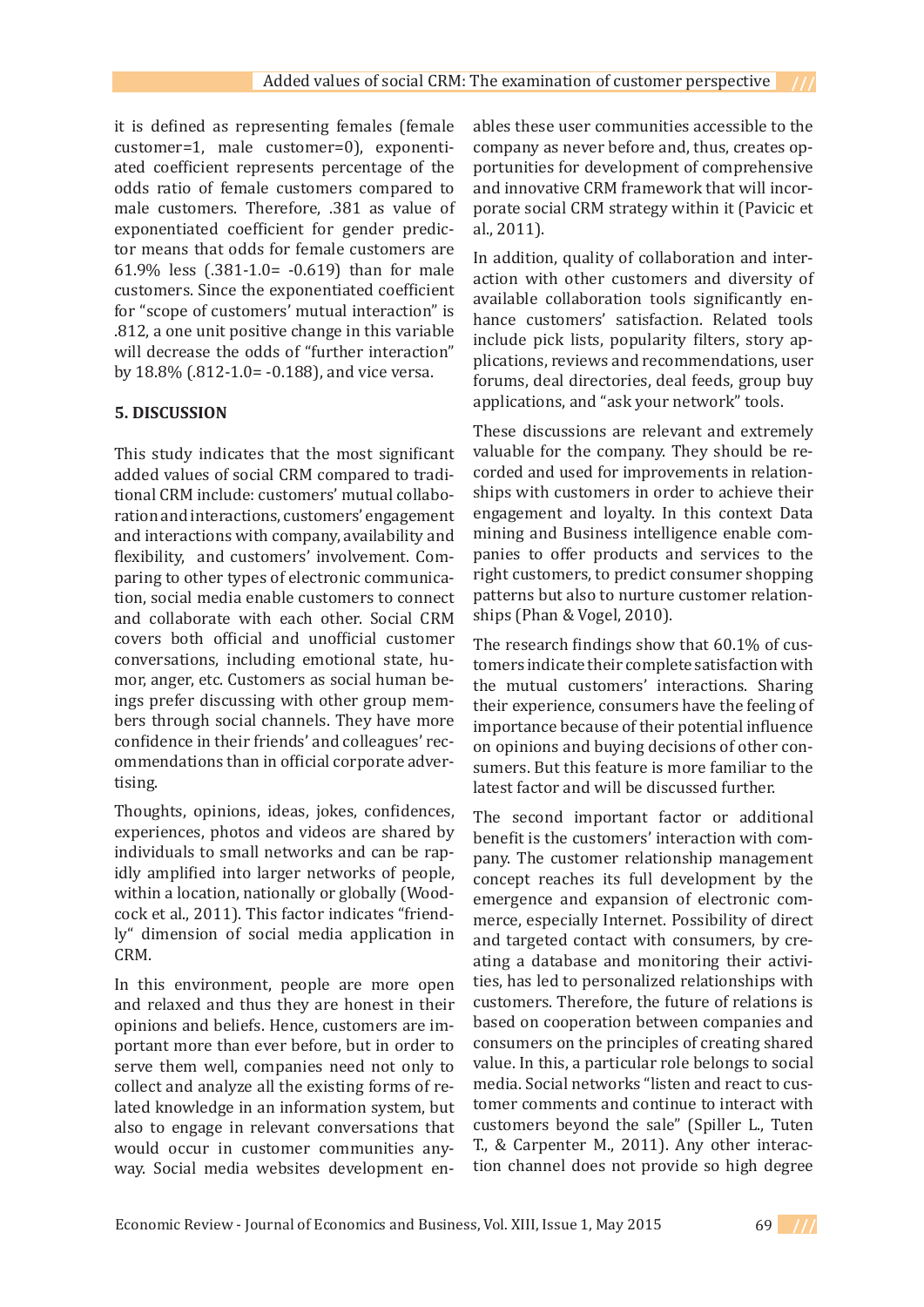it is defined as representing females (female customer=1, male customer=0), exponentiated coefficient represents percentage of the odds ratio of female customers compared to male customers. Therefore, .381 as value of exponentiated coefficient for gender predictor means that odds for female customers are 61.9% less (.381-1.0= -0.619) than for male customers. Since the exponentiated coefficient for "scope of customers' mutual interaction" is .812, a one unit positive change in this variable will decrease the odds of "further interaction" by 18.8% (.812-1.0= -0.188), and vice versa.

## 5. DISCUSSION

This study indicates that the most significant added values of social CRM compared to traditional CRM include: customers' mutual collaboration and interactions, customers' engagement and interactions with company, availability and flexibility, and customers' involvement. Comparing to other types of electronic communication, social media enable customers to connect and collaborate with each other. Social CRM covers both official and unofficial customer conversations, including emotional state, humor, anger, etc. Customers as social human beings prefer discussing with other group members through social channels. They have more confidence in their friends' and colleagues' recommendations than in official corporate advertising.

Thoughts, opinions, ideas, jokes, confidences, experiences, photos and videos are shared by individuals to small networks and can be rapidly amplified into larger networks of people, within a location, nationally or globally (Woodcock et al., 2011). This factor indicates "friendly" dimension of social media application in CRM.

In this environment, people are more open and relaxed and thus they are honest in their opinions and beliefs. Hence, customers are important more than ever before, but in order to serve them well, companies need not only to collect and analyze all the existing forms of related knowledge in an information system, but also to engage in relevant conversations that would occur in customer communities anyway. Social media websites development enables these user communities accessible to the company as never before and, thus, creates opportunities for development of comprehensive and innovative CRM framework that will incorporate social CRM strategy within it (Pavicic et al., 2011).

In addition, quality of collaboration and interaction with other customers and diversity of available collaboration tools significantly enhance customers' satisfaction. Related tools include pick lists, popularity filters, story applications, reviews and recommendations, user forums, deal directories, deal feeds, group buy applications, and "ask your network" tools.

These discussions are relevant and extremely valuable for the company. They should be recorded and used for improvements in relationships with customers in order to achieve their engagement and loyalty. In this context Data mining and Business intelligence enable companies to offer products and services to the right customers, to predict consumer shopping patterns but also to nurture customer relationships (Phan & Vogel, 2010).

The research findings show that 60.1% of customers indicate their complete satisfaction with the mutual customers' interactions. Sharing their experience, consumers have the feeling of importance because of their potential influence on opinions and buying decisions of other consumers. But this feature is more familiar to the latest factor and will be discussed further.

The second important factor or additional benefit is the customers' interaction with company. The customer relationship management concept reaches its full development by the emergence and expansion of electronic commerce, especially Internet. Possibility of direct and targeted contact with consumers, by creating a database and monitoring their activities, has led to personalized relationships with customers. Therefore, the future of relations is based on cooperation between companies and consumers on the principles of creating shared value. In this, a particular role belongs to social media. Social networks "listen and react to customer comments and continue to interact with customers beyond the sale" (Spiller L., Tuten T., & Carpenter M., 2011). Any other interaction channel does not provide so high degree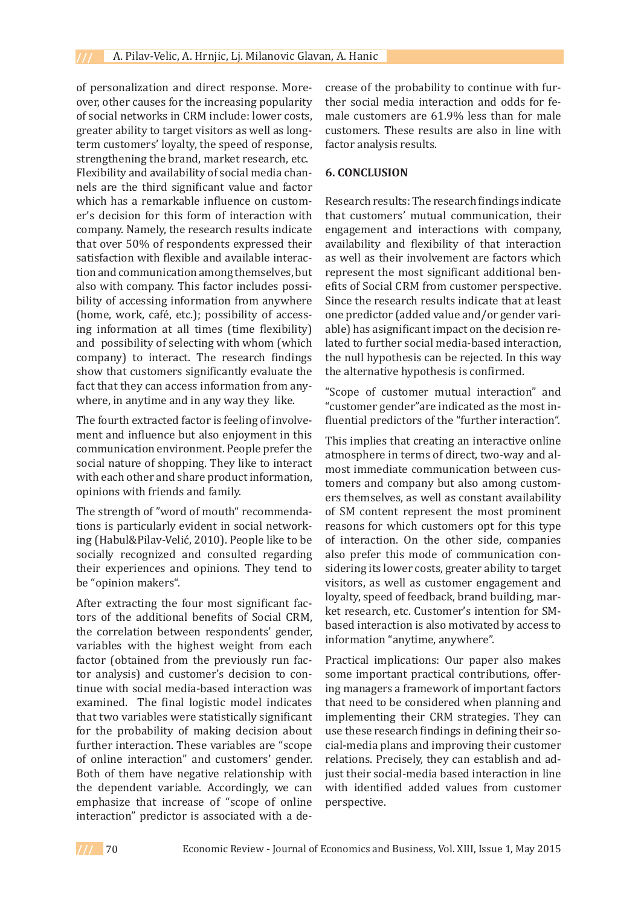of personalization and direct response. Moreover, other causes for the increasing popularity of social networks in CRM include: lower costs, greater ability to target visitors as well as long-term customers' loyalty, the speed of response, strengthening the brand, market research, etc.

Flexibility and availability of social media channels are the third significant value and factor which has a remarkable influence on customer's decision for this form of interaction with company. Namely, the research results indicate that over 50% of respondents expressed their satisfaction with flexible and available interaction and communication among themselves, but also with company. This factor includes possibility of accessing information from anywhere (home, work, café, etc.); possibility of accessing information at all times (time flexibility) and possibility of selecting with whom (which company) to interact. The research findings show that customers significantly evaluate the fact that they can access information from anywhere, in anytime and in any way they like.

The fourth extracted factor is feeling of involvement and influence but also enjoyment in this communication environment. People prefer the social nature of shopping. They like to interact with each other and share product information, opinions with friends and family.

The strength of "word of mouth" recommendations is particularly evident in social networking (Habul&Pilav-Velić, 2010). People like to be socially recognized and consulted regarding their experiences and opinions. They tend to be "opinion makers".

After extracting the four most significant factors of the additional benefits of Social CRM, the correlation between respondents' gender, variables with the highest weight from each factor (obtained from the previously run factor analysis) and customer's decision to continue with social media-based interaction was examined. The final logistic model indicates that two variables were statistically significant for the probability of making decision about further interaction. These variables are "scope of online interaction" and customers' gender. Both of them have negative relationship with the dependent variable. Accordingly, we can emphasize that increase of "scope of online interaction" predictor is associated with a decrease of the probability to continue with further social media interaction and odds for female customers are 61.9% less than for male customers. These results are also in line with factor analysis results.

## 6. CONCLUSION

Research results: The research findings indicate that customers' mutual communication, their engagement and interactions with company, availability and flexibility of that interaction as well as their involvement are factors which represent the most significant additional benefits of Social CRM from customer perspective. Since the research results indicate that at least one predictor (added value and/or gender variable) has asignificant impact on the decision related to further social media-based interaction, the null hypothesis can be rejected. In this way the alternative hypothesis is confirmed.

"Scope of customer mutual interaction" and "customer gender"are indicated as the most influential predictors of the "further interaction".

This implies that creating an interactive online atmosphere in terms of direct, two-way and almost immediate communication between customers and company but also among customers themselves, as well as constant availability of SM content represent the most prominent reasons for which customers opt for this type of interaction. On the other side, companies also prefer this mode of communication considering its lower costs, greater ability to target visitors, as well as customer engagement and loyalty, speed of feedback, brand building, market research, etc. Customer's intention for SM-based interaction is also motivated by access to information "anytime, anywhere".

Practical implications: Our paper also makes some important practical contributions, offering managers a framework of important factors that need to be considered when planning and implementing their CRM strategies. They can use these research findings in defining their social-media plans and improving their customer relations. Precisely, they can establish and adjust their social-media based interaction in line with identified added values from customer perspective.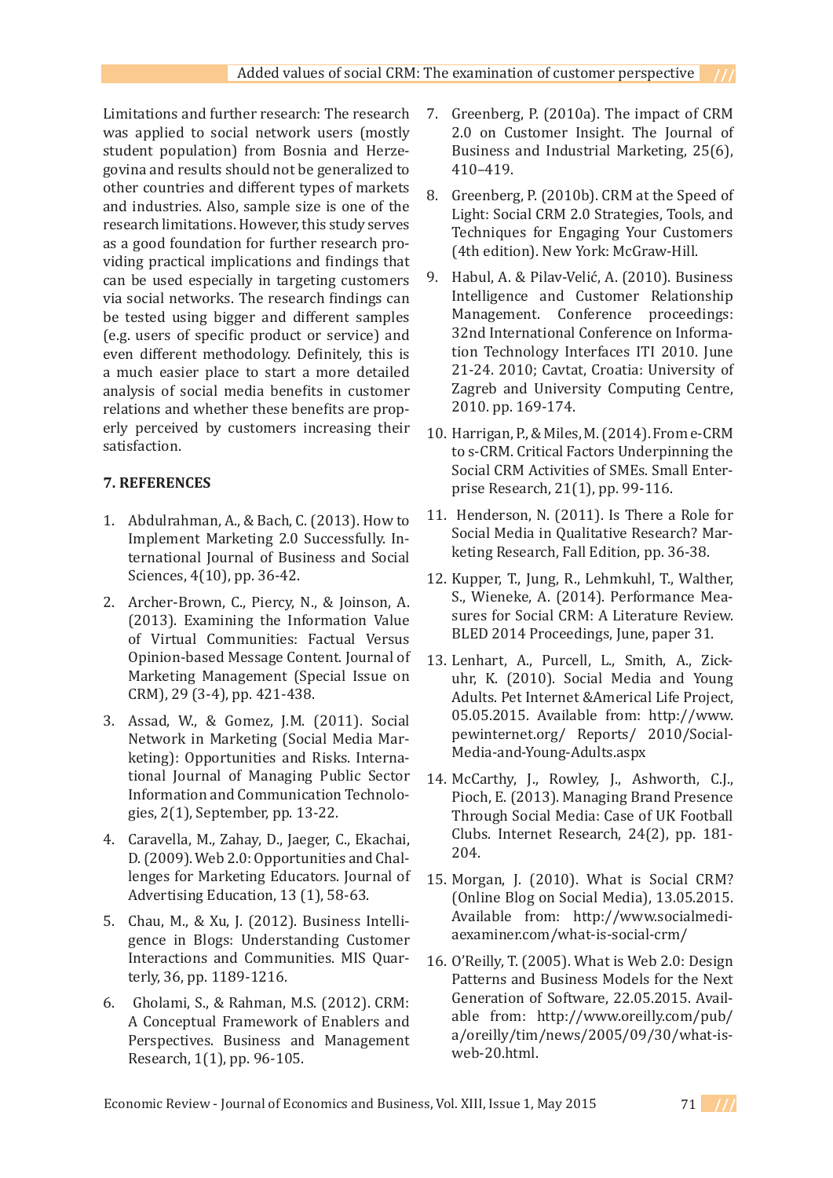Limitations and further research: The research was applied to social network users (mostly student population) from Bosnia and Herzegovina and results should not be generalized to other countries and different types of markets and industries. Also, sample size is one of the research limitations. However, this study serves as a good foundation for further research providing practical implications and findings that can be used especially in targeting customers via social networks. The research findings can be tested using bigger and different samples (e.g. users of specific product or service) and even different methodology. Definitely, this is a much easier place to start a more detailed analysis of social media benefits in customer relations and whether these benefits are properly perceived by customers increasing their satisfaction.

## 7. REFERENCES

1. Abdulrahman, A., & Bach, C. (2013). How to Implement Marketing 2.0 Successfully. International Journal of Business and Social Sciences, 4(10), pp. 36-42.
2. Archer-Brown, C., Piercy, N., & Joinson, A. (2013). Examining the Information Value of Virtual Communities: Factual Versus Opinion-based Message Content. Journal of Marketing Management (Special Issue on CRM), 29 (3-4), pp. 421-438.
3. Assad, W., & Gomez, J.M. (2011). Social Network in Marketing (Social Media Marketing): Opportunities and Risks. International Journal of Managing Public Sector Information and Communication Technologies, 2(1), September, pp. 13-22.
4. Caravella, M., Zahay, D., Jaeger, C., Ekachai, D. (2009). Web 2.0: Opportunities and Challenges for Marketing Educators. Journal of Advertising Education, 13 (1), 58-63.
5. Chau, M., & Xu, J. (2012). Business Intelligence in Blogs: Understanding Customer Interactions and Communities. MIS Quarterly, 36, pp. 1189-1216.
6. Gholami, S., & Rahman, M.S. (2012). CRM: A Conceptual Framework of Enablers and Perspectives. Business and Management Research, 1(1), pp. 96-105.
7. Greenberg, P. (2010a). The impact of CRM 2.0 on Customer Insight. The Journal of Business and Industrial Marketing, 25(6), 410–419.
8. Greenberg, P. (2010b). CRM at the Speed of Light: Social CRM 2.0 Strategies, Tools, and Techniques for Engaging Your Customers (4th edition). New York: McGraw-Hill.
9. Habul, A. & Pilav-Velić, A. (2010). Business Intelligence and Customer Relationship Management. Conference proceedings: 32nd International Conference on Information Technology Interfaces ITI 2010. June 21-24. 2010; Cavtat, Croatia: University of Zagreb and University Computing Centre, 2010. pp. 169-174.
10. Harrigan, P., & Miles, M. (2014). From e-CRM to s-CRM. Critical Factors Underpinning the Social CRM Activities of SMEs. Small Enterprise Research, 21(1), pp. 99-116.
11. Henderson, N. (2011). Is There a Role for Social Media in Qualitative Research? Marketing Research, Fall Edition, pp. 36-38.
12. Kupper, T., Jung, R., Lehmkuhl, T., Walther, S., Wieneke, A. (2014). Performance Measures for Social CRM: A Literature Review. BLED 2014 Proceedings, June, paper 31.
13. Lenhart, A., Purcell, L., Smith, A., Zickuhr, K. (2010). Social Media and Young Adults. Pet Internet &Americal Life Project, 05.05.2015. Available from: http://www.pewinternet.org/ Reports/ 2010/Social-Media-and-Young-Adults.aspx
14. McCarthy, J., Rowley, J., Ashworth, C.J., Pioch, E. (2013). Managing Brand Presence Through Social Media: Case of UK Football Clubs. Internet Research, 24(2), pp. 181-204.
15. Morgan, J. (2010). What is Social CRM? (Online Blog on Social Media), 13.05.2015. Available from: http://www.socialmediaexaminer.com/what-is-social-crm/
16. O'Reilly, T. (2005). What is Web 2.0: Design Patterns and Business Models for the Next Generation of Software, 22.05.2015. Available from: http://www.oreilly.com/pub/a/oreilly/tim/news/2005/09/30/what-is-web-20.html.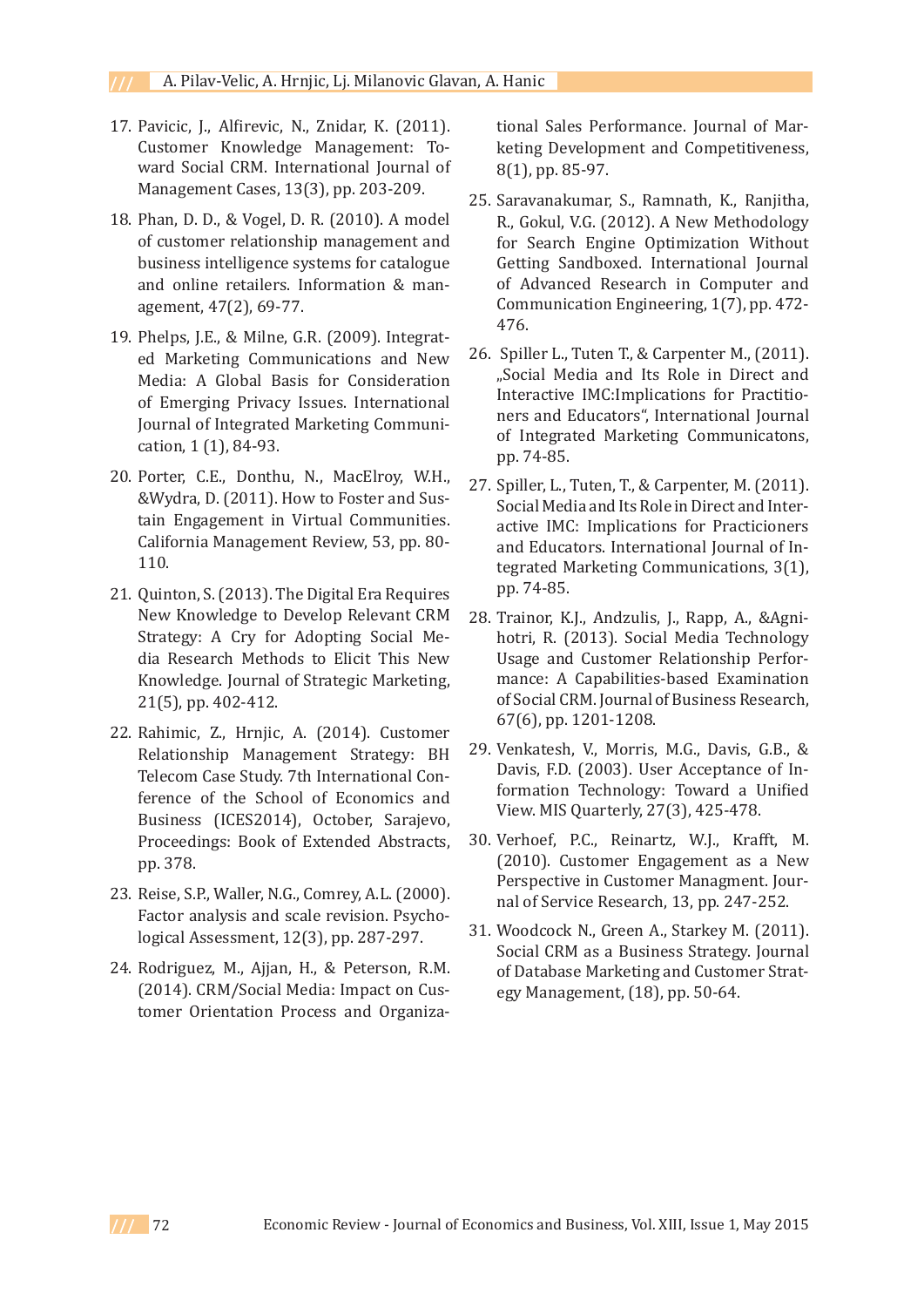17. Pavicic, J., Alfirevic, N., Znidar, K. (2011). Customer Knowledge Management: Toward Social CRM. International Journal of Management Cases, 13(3), pp. 203-209.
18. Phan, D. D., & Vogel, D. R. (2010). A model of customer relationship management and business intelligence systems for catalogue and online retailers. Information & management, 47(2), 69-77.
19. Phelps, J.E., & Milne, G.R. (2009). Integrated Marketing Communications and New Media: A Global Basis for Consideration of Emerging Privacy Issues. International Journal of Integrated Marketing Communication, 1 (1), 84-93.
20. Porter, C.E., Donthu, N., MacElroy, W.H., &Wydra, D. (2011). How to Foster and Sustain Engagement in Virtual Communities. California Management Review, 53, pp. 80-110.
21. Quinton, S. (2013). The Digital Era Requires New Knowledge to Develop Relevant CRM Strategy: A Cry for Adopting Social Media Research Methods to Elicit This New Knowledge. Journal of Strategic Marketing, 21(5), pp. 402-412.
22. Rahimic, Z., Hrnjic, A. (2014). Customer Relationship Management Strategy: BH Telecom Case Study. 7th International Conference of the School of Economics and Business (ICES2014), October, Sarajevo, Proceedings: Book of Extended Abstracts, pp. 378.
23. Reise, S.P., Waller, N.G., Comrey, A.L. (2000). Factor analysis and scale revision. Psychological Assessment, 12(3), pp. 287-297.
24. Rodriguez, M., Ajjan, H., & Peterson, R.M. (2014). CRM/Social Media: Impact on Customer Orientation Process and Organizational Sales Performance. Journal of Marketing Development and Competitiveness, 8(1), pp. 85-97.
25. Saravanakumar, S., Ramnath, K., Ranjitha, R., Gokul, V.G. (2012). A New Methodology for Search Engine Optimization Without Getting Sandboxed. International Journal of Advanced Research in Computer and Communication Engineering, 1(7), pp. 472-476.
26. Spiller L., Tuten T., & Carpenter M., (2011). „Social Media and Its Role in Direct and Interactive IMC:Implications for Practitioners and Educators", International Journal of Integrated Marketing Communicatons, pp. 74-85.
27. Spiller, L., Tuten, T., & Carpenter, M. (2011). Social Media and Its Role in Direct and Interactive IMC: Implications for Practicioners and Educators. International Journal of Integrated Marketing Communications, 3(1), pp. 74-85.
28. Trainor, K.J., Andzulis, J., Rapp, A., &Agnihotri, R. (2013). Social Media Technology Usage and Customer Relationship Performance: A Capabilities-based Examination of Social CRM. Journal of Business Research, 67(6), pp. 1201-1208.
29. Venkatesh, V., Morris, M.G., Davis, G.B., & Davis, F.D. (2003). User Acceptance of Information Technology: Toward a Unified View. MIS Quarterly, 27(3), 425-478.
30. Verhoef, P.C., Reinartz, W.J., Krafft, M. (2010). Customer Engagement as a New Perspective in Customer Managment. Journal of Service Research, 13, pp. 247-252.
31. Woodcock N., Green A., Starkey M. (2011). Social CRM as a Business Strategy. Journal of Database Marketing and Customer Strategy Management, (18), pp. 50-64.